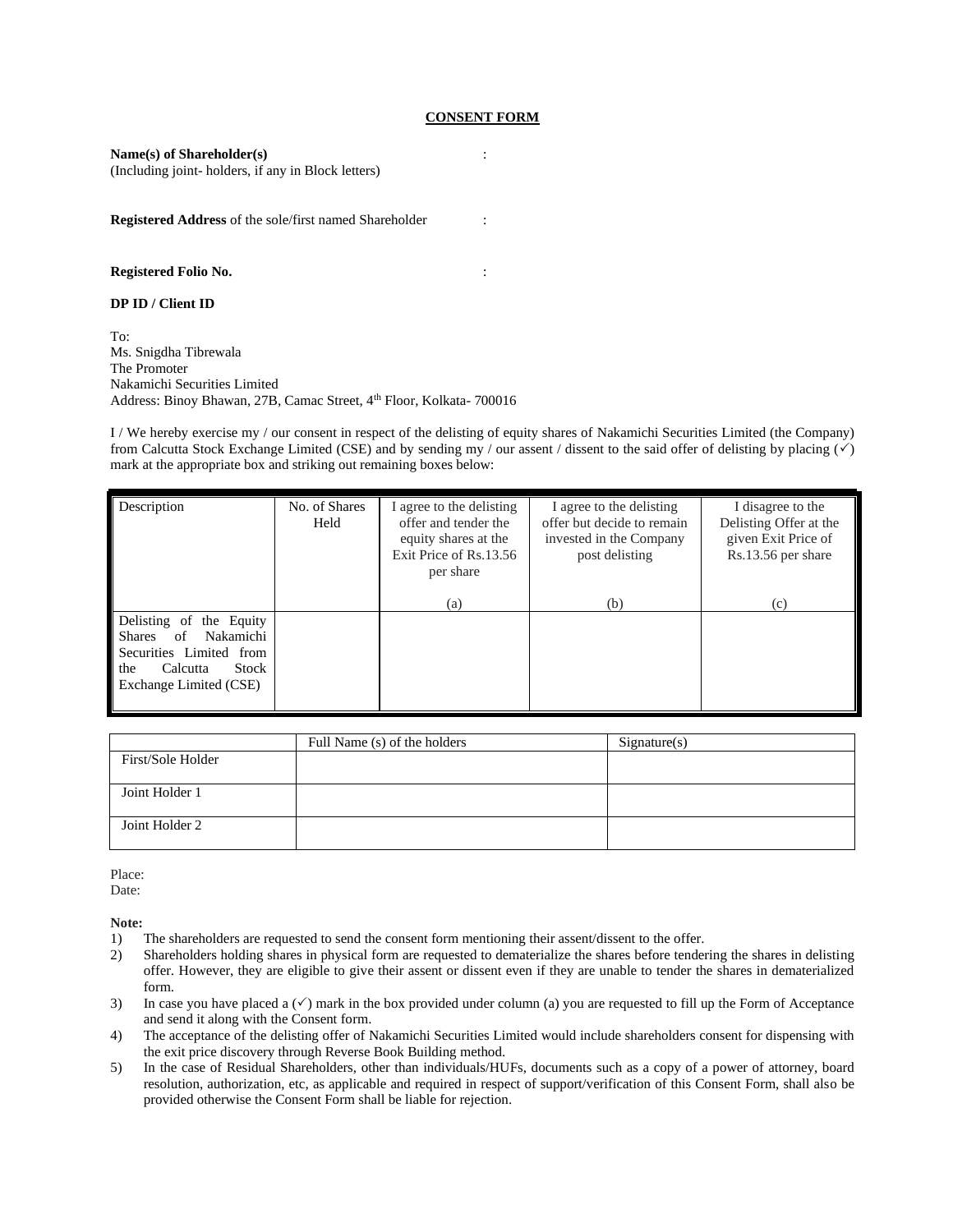# CONSENT FORM

**Name(s) of Shareholder(s)** :
(Including joint- holders, if any in Block letters)

**Registered Address** of the sole/first named Shareholder :

**Registered Folio No.** :

**DP ID / Client ID**

To:
Ms. Snigdha Tibrewala
The Promoter
Nakamichi Securities Limited
Address: Binoy Bhawan, 27B, Camac Street, 4th Floor, Kolkata- 700016

I / We hereby exercise my / our consent in respect of the delisting of equity shares of Nakamichi Securities Limited (the Company) from Calcutta Stock Exchange Limited (CSE) and by sending my / our assent / dissent to the said offer of delisting by placing (✓) mark at the appropriate box and striking out remaining boxes below:

| Description | No. of Shares Held | I agree to the delisting offer and tender the equity shares at the Exit Price of Rs.13.56 per share (a) | I agree to the delisting offer but decide to remain invested in the Company post delisting (b) | I disagree to the Delisting Offer at the given Exit Price of Rs.13.56 per share (c) |
|---|---|---|---|---|
| Delisting of the Equity Shares of Nakamichi Securities Limited from the Calcutta Stock Exchange Limited (CSE) | | | | |

| | Full Name (s) of the holders | Signature(s) |
|---|---|---|
| First/Sole Holder | | |
| Joint Holder 1 | | |
| Joint Holder 2 | | |

Place:
Date:

**Note:**

1) The shareholders are requested to send the consent form mentioning their assent/dissent to the offer.
2) Shareholders holding shares in physical form are requested to dematerialize the shares before tendering the shares in delisting offer. However, they are eligible to give their assent or dissent even if they are unable to tender the shares in dematerialized form.
3) In case you have placed a (✓) mark in the box provided under column (a) you are requested to fill up the Form of Acceptance and send it along with the Consent form.
4) The acceptance of the delisting offer of Nakamichi Securities Limited would include shareholders consent for dispensing with the exit price discovery through Reverse Book Building method.
5) In the case of Residual Shareholders, other than individuals/HUFs, documents such as a copy of a power of attorney, board resolution, authorization, etc, as applicable and required in respect of support/verification of this Consent Form, shall also be provided otherwise the Consent Form shall be liable for rejection.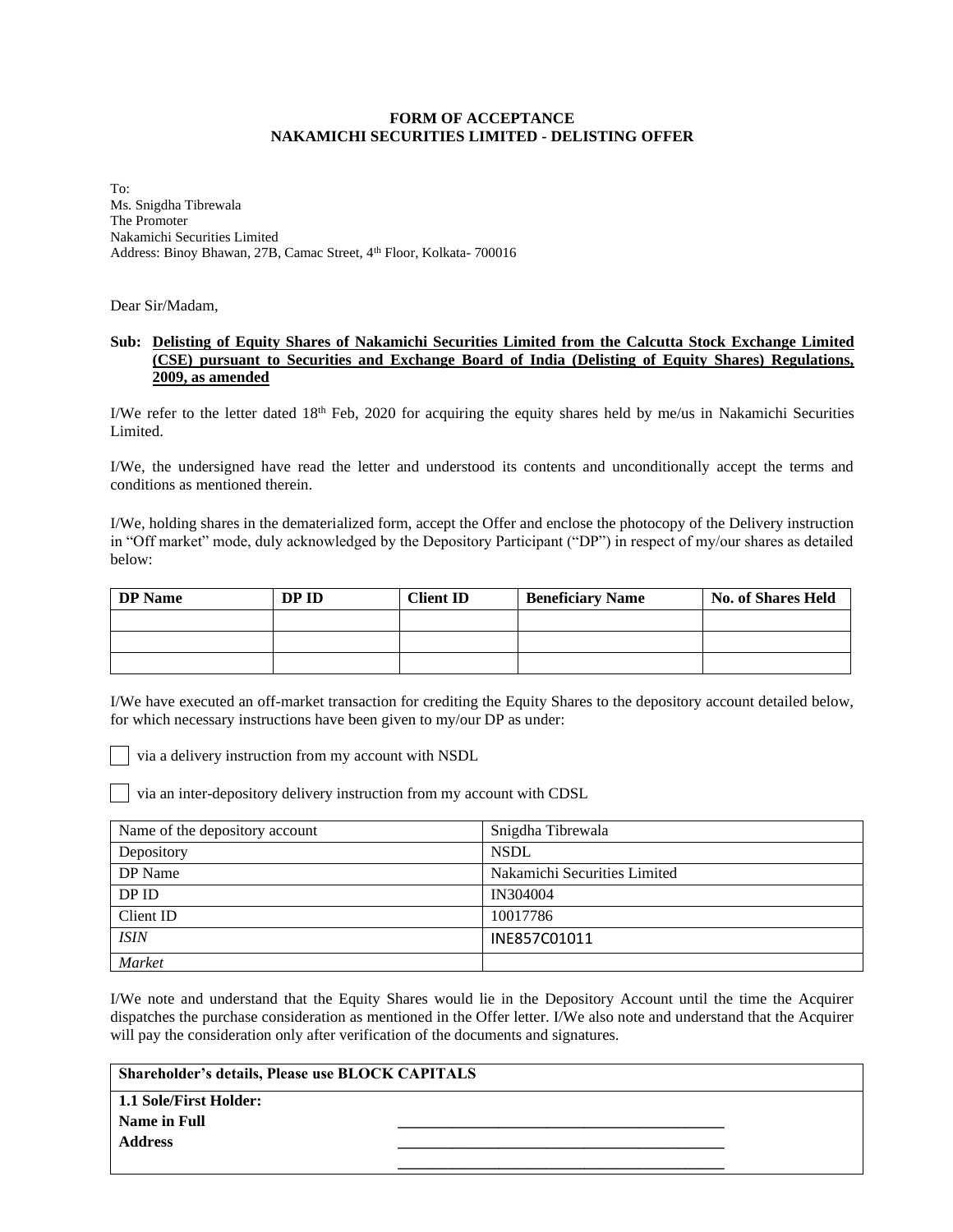**FORM OF ACCEPTANCE**
**NAKAMICHI SECURITIES LIMITED - DELISTING OFFER**

To:
Ms. Snigdha Tibrewala
The Promoter
Nakamichi Securities Limited
Address: Binoy Bhawan, 27B, Camac Street, 4th Floor, Kolkata- 700016

Dear Sir/Madam,

**Sub: Delisting of Equity Shares of Nakamichi Securities Limited from the Calcutta Stock Exchange Limited (CSE) pursuant to Securities and Exchange Board of India (Delisting of Equity Shares) Regulations, 2009, as amended**

I/We refer to the letter dated 18th Feb, 2020 for acquiring the equity shares held by me/us in Nakamichi Securities Limited.

I/We, the undersigned have read the letter and understood its contents and unconditionally accept the terms and conditions as mentioned therein.

I/We, holding shares in the dematerialized form, accept the Offer and enclose the photocopy of the Delivery instruction in "Off market" mode, duly acknowledged by the Depository Participant ("DP") in respect of my/our shares as detailed below:

| DP Name | DP ID | Client ID | Beneficiary Name | No. of Shares Held |
|---|---|---|---|---|
| | | | | |
| | | | | |
| | | | | |

I/We have executed an off-market transaction for crediting the Equity Shares to the depository account detailed below, for which necessary instructions have been given to my/our DP as under:

☐ via a delivery instruction from my account with NSDL

☐ via an inter-depository delivery instruction from my account with CDSL

| Name of the depository account | Snigdha Tibrewala |
|---|---|
| Depository | NSDL |
| DP Name | Nakamichi Securities Limited |
| DP ID | IN304004 |
| Client ID | 10017786 |
| *ISIN* | INE857C01011 |
| *Market* | |

I/We note and understand that the Equity Shares would lie in the Depository Account until the time the Acquirer dispatches the purchase consideration as mentioned in the Offer letter. I/We also note and understand that the Acquirer will pay the consideration only after verification of the documents and signatures.

| **Shareholder's details, Please use BLOCK CAPITALS** | |
|---|---|
| **1.1 Sole/First Holder:** | |
| **Name in Full** | ________________________________________ |
| **Address** | ________________________________________ |
| | ________________________________________ |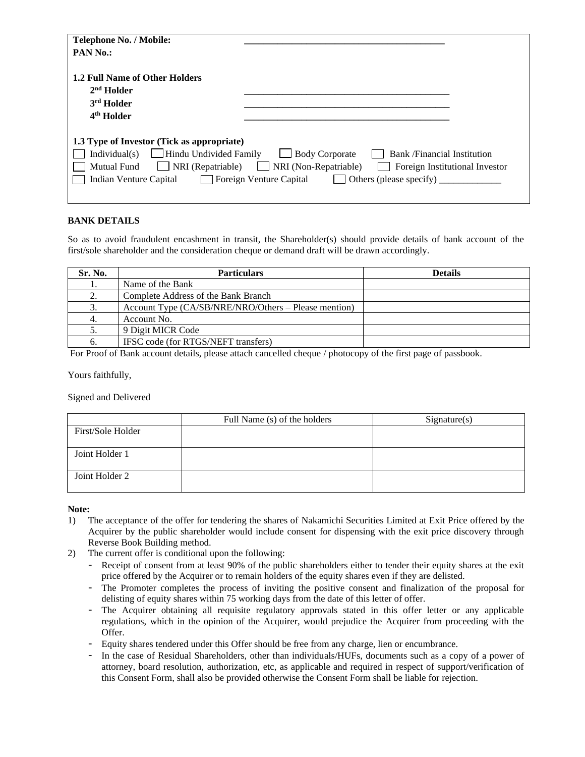**Telephone No. / Mobile:** \_\_\_\_\_\_\_\_\_\_\_\_\_\_\_\_\_\_\_\_\_\_\_\_\_\_\_\_\_\_\_\_\_\_\_\_\_\_\_\_\_\_

**PAN No.:**

**1.2 Full Name of Other Holders**

**2nd Holder** \_\_\_\_\_\_\_\_\_\_\_\_\_\_\_\_\_\_\_\_\_\_\_\_\_\_\_\_\_\_\_\_\_\_\_\_\_\_\_\_\_\_

**3rd Holder** \_\_\_\_\_\_\_\_\_\_\_\_\_\_\_\_\_\_\_\_\_\_\_\_\_\_\_\_\_\_\_\_\_\_\_\_\_\_\_\_\_\_

**4th Holder** \_\_\_\_\_\_\_\_\_\_\_\_\_\_\_\_\_\_\_\_\_\_\_\_\_\_\_\_\_\_\_\_\_\_\_\_\_\_\_\_\_\_

**1.3 Type of Investor (Tick as appropriate)**

☐ Individual(s) ☐ Hindu Undivided Family ☐ Body Corporate ☐ Bank /Financial Institution
☐ Mutual Fund ☐ NRI (Repatriable) ☐ NRI (Non-Repatriable) ☐ Foreign Institutional Investor
☐ Indian Venture Capital ☐ Foreign Venture Capital ☐ Others (please specify) \_\_\_\_\_\_\_\_\_\_\_\_\_

**BANK DETAILS**

So as to avoid fraudulent encashment in transit, the Shareholder(s) should provide details of bank account of the first/sole shareholder and the consideration cheque or demand draft will be drawn accordingly.

| Sr. No. | Particulars | Details |
|---|---|---|
| 1. | Name of the Bank | |
| 2. | Complete Address of the Bank Branch | |
| 3. | Account Type (CA/SB/NRE/NRO/Others – Please mention) | |
| 4. | Account No. | |
| 5. | 9 Digit MICR Code | |
| 6. | IFSC code (for RTGS/NEFT transfers) | |

For Proof of Bank account details, please attach cancelled cheque / photocopy of the first page of passbook.

Yours faithfully,

Signed and Delivered

| | Full Name (s) of the holders | Signature(s) |
|---|---|---|
| First/Sole Holder | | |
| Joint Holder 1 | | |
| Joint Holder 2 | | |

**Note:**

1) The acceptance of the offer for tendering the shares of Nakamichi Securities Limited at Exit Price offered by the Acquirer by the public shareholder would include consent for dispensing with the exit price discovery through Reverse Book Building method.
2) The current offer is conditional upon the following:
   - Receipt of consent from at least 90% of the public shareholders either to tender their equity shares at the exit price offered by the Acquirer or to remain holders of the equity shares even if they are delisted.
   - The Promoter completes the process of inviting the positive consent and finalization of the proposal for delisting of equity shares within 75 working days from the date of this letter of offer.
   - The Acquirer obtaining all requisite regulatory approvals stated in this offer letter or any applicable regulations, which in the opinion of the Acquirer, would prejudice the Acquirer from proceeding with the Offer.
   - Equity shares tendered under this Offer should be free from any charge, lien or encumbrance.
   - In the case of Residual Shareholders, other than individuals/HUFs, documents such as a copy of a power of attorney, board resolution, authorization, etc, as applicable and required in respect of support/verification of this Consent Form, shall also be provided otherwise the Consent Form shall be liable for rejection.